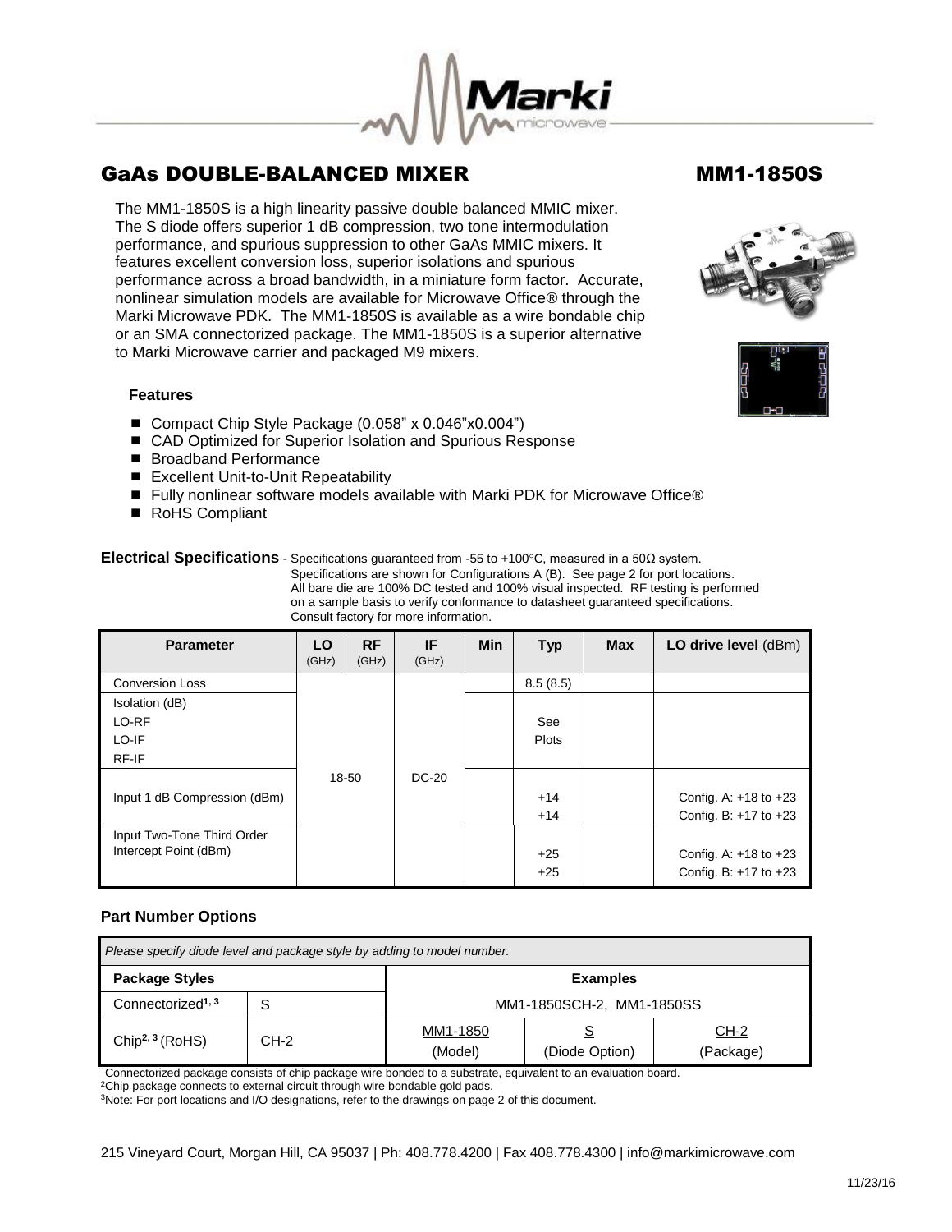# GaAs DOUBLE-BALANCED MIXER MM1-1850S

The MM1-1850S is a high linearity passive double balanced MMIC mixer. The S diode offers superior 1 dB compression, two tone intermodulation performance, and spurious suppression to other GaAs MMIC mixers. It features excellent conversion loss, superior isolations and spurious performance across a broad bandwidth, in a miniature form factor. Accurate, nonlinear simulation models are available for Microwave Office® through the Marki Microwave PDK. The MM1-1850S is available as a wire bondable chip or an SMA connectorized package. The MM1-1850S is a superior alternative to Marki Microwave carrier and packaged M9 mixers.

### Features

- Compact Chip Style Package (0.058" x 0.046"x0.004")
- CAD Optimized for Superior Isolation and Spurious Response
- Broadband Performance
- Excellent Unit-to-Unit Repeatability
- Fully nonlinear software models available with Marki PDK for Microwave Office®
- RoHS Compliant

**Electrical Specifications** - Specifications guaranteed from -55 to +100°C, measured in a 50Ω system. Specifications are shown for Configurations A (B). See page 2 for port locations. All bare die are 100% DC tested and 100% visual inspected. RF testing is performed on a sample basis to verify conformance to datasheet guaranteed specifications. Consult factory for more information.

| Parameter | LO (GHz) | RF (GHz) | IF (GHz) | Min | Typ | Max | LO drive level (dBm) |
|---|---|---|---|---|---|---|---|
| Conversion Loss | 18-50 | | DC-20 | | 8.5 (8.5) | | |
| Isolation (dB)<br>LO-RF<br>LO-IF<br>RF-IF | | | | | See Plots | | |
| Input 1 dB Compression (dBm) | | | | | +14<br>+14 | | Config. A: +18 to +23<br>Config. B: +17 to +23 |
| Input Two-Tone Third Order Intercept Point (dBm) | | | | | +25<br>+25 | | Config. A: +18 to +23<br>Config. B: +17 to +23 |

### Part Number Options

| *Please specify diode level and package style by adding to model number.* | | | | |
|---|---|---|---|---|
| **Package Styles** | | **Examples** | | |
| Connectorized[1, 3] | S | MM1-1850SCH-2, MM1-1850SS | | |
| Chip[2, 3] (RoHS) | CH-2 | MM1-1850 (Model) | S (Diode Option) | CH-2 (Package) |

[1]Connectorized package consists of chip package wire bonded to a substrate, equivalent to an evaluation board.
[2]Chip package connects to external circuit through wire bondable gold pads.
[3]Note: For port locations and I/O designations, refer to the drawings on page 2 of this document.

215 Vineyard Court, Morgan Hill, CA 95037 | Ph: 408.778.4200 | Fax 408.778.4300 | info@markimicrowave.com

11/23/16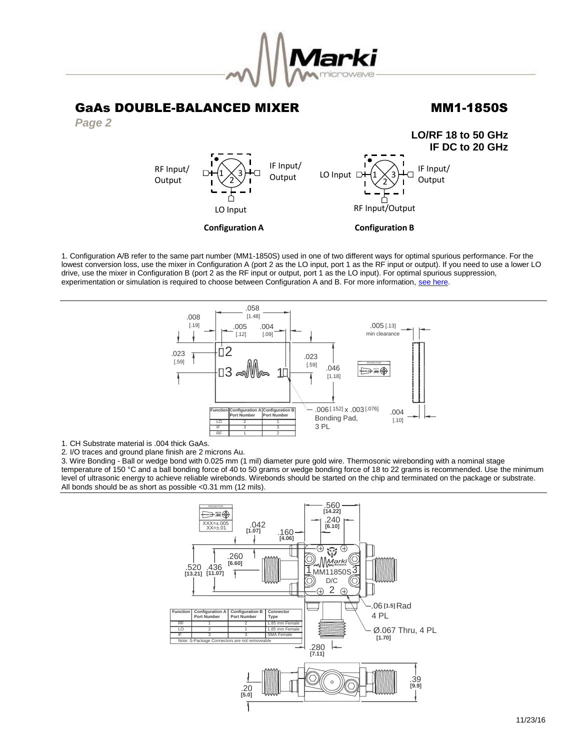# GaAs DOUBLE-BALANCED MIXER

# MM1-1850S

***Page 2***

**LO/RF 18 to 50 GHz**
**IF DC to 20 GHz**

RF Input/Output — 1, IF Input/Output — 3, LO Input — 2

**Configuration A**

LO Input — 1, IF Input/Output — 3, RF Input/Output — 2

**Configuration B**

1. Configuration A/B refer to the same part number (MM1-1850S) used in one of two different ways for optimal spurious performance. For the lowest conversion loss, use the mixer in Configuration A (port 2 as the LO input, port 1 as the RF input or output). If you need to use a lower LO drive, use the mixer in Configuration B (port 2 as the RF input or output, port 1 as the LO input). For optimal spurious suppression, experimentation or simulation is required to choose between Configuration A and B. For more information, see here.

.006 [.152] x .003 [.076] Bonding Pad, 3 PL

.005 [.13] min clearance

| Function | Configuration A Port Number | Configuration B Port Number |
|---|---|---|
| LO | 2 | 1 |
| IF | 3 | 3 |
| RF | 1 | 2 |

1. CH Substrate material is .004 thick GaAs.
2. I/O traces and ground plane finish are 2 microns Au.
3. Wire Bonding - Ball or wedge bond with 0.025 mm (1 mil) diameter pure gold wire. Thermosonic wirebonding with a nominal stage temperature of 150 °C and a ball bonding force of 40 to 50 grams or wedge bonding force of 18 to 22 grams is recommended. Use the minimum level of ultrasonic energy to achieve reliable wirebonds. Wirebonds should be started on the chip and terminated on the package or substrate. All bonds should be as short as possible <0.31 mm (12 mils).

XXX=±.005
XX=±.01

.06 [1.5] Rad 4 PL

Ø.067 Thru, 4 PL [1.70]

| Function | Configuration A Port Number | Configuration B Port Number | Connector Type |
|---|---|---|---|
| RF | 1 | 2 | 1.85 mm Female |
| LO | 2 | 1 | 1.85 mm Female |
| IF | 3 | 3 | SMA Female |
| Note: S-Package Connectors are not removeable | | | |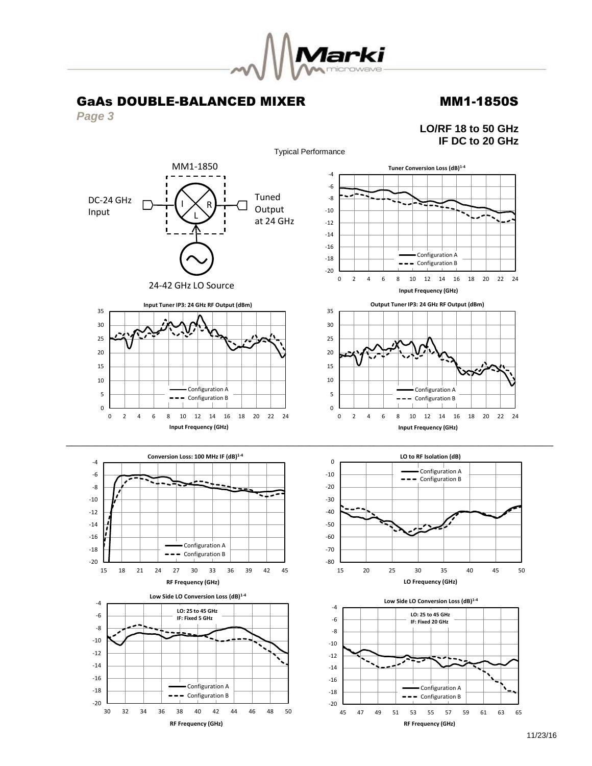# GaAs DOUBLE-BALANCED MIXER

# MM1-1850S

***Page 3***

**LO/RF 18 to 50 GHz**
**IF DC to 20 GHz**

Typical Performance

MM1-1850

DC-24 GHz Input

Tuned Output at 24 GHz

24-42 GHz LO Source

**Tuner Conversion Loss (dB)[1-4]**

Configuration A
Configuration B

**Input Frequency (GHz)**

**Input Tuner IP3: 24 GHz RF Output (dBm)**

Configuration A
Configuration B

**Input Frequency (GHz)**

**Output Tuner IP3: 24 GHz RF Output (dBm)**

Configuration A
Configuration B

**Input Frequency (GHz)**

**Conversion Loss: 100 MHz IF (dB)[1-4]**

Configuration A
Configuration B

**RF Frequency (GHz)**

**LO to RF Isolation (dB)**

Configuration A
Configuration B

**LO Frequency (GHz)**

**Low Side LO Conversion Loss (dB)[1-4]**

**LO: 25 to 45 GHz**
**IF: Fixed 5 GHz**

Configuration A
Configuration B

**RF Frequency (GHz)**

**Low Side LO Conversion Loss (dB)[1-4]**

**LO: 25 to 45 GHz**
**IF: Fixed 20 GHz**

Configuration A
Configuration B

**RF Frequency (GHz)**

11/23/16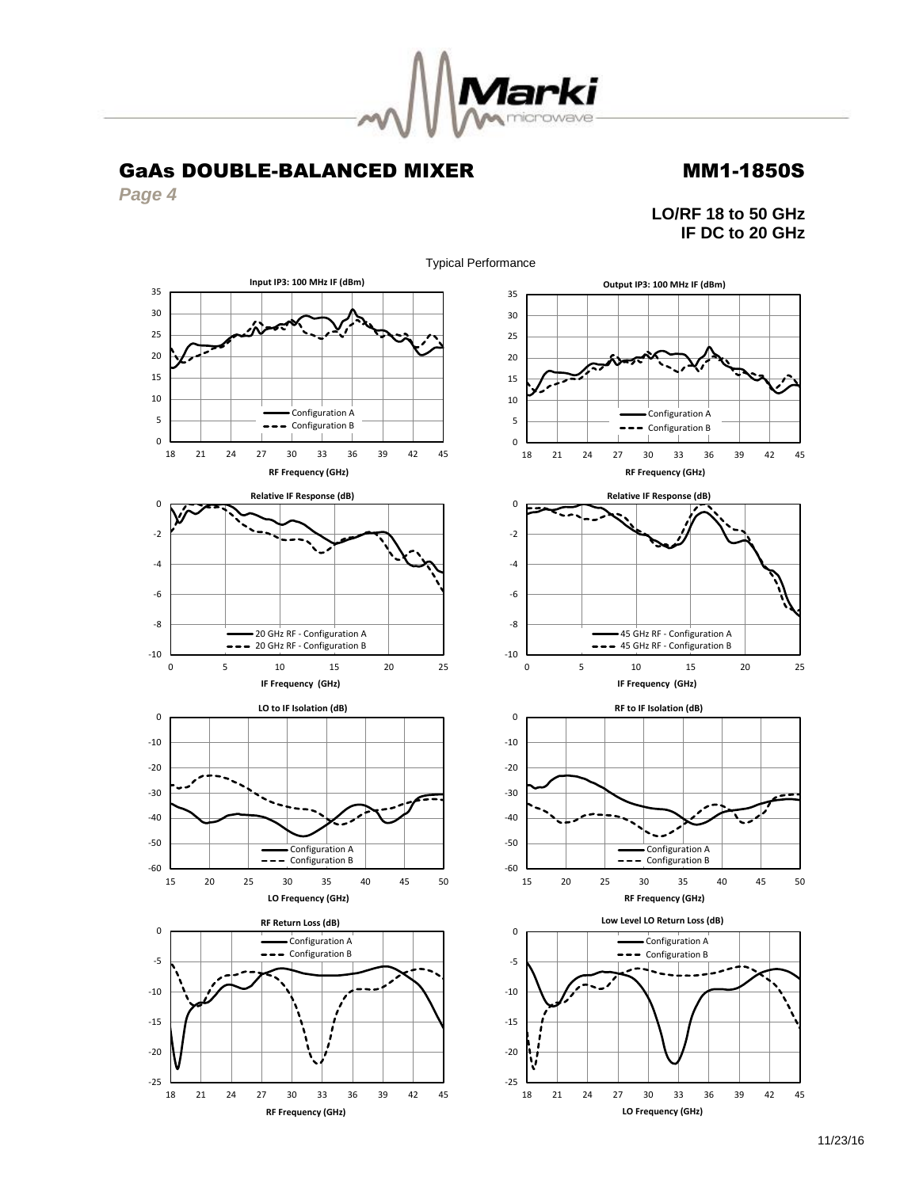# GaAs DOUBLE-BALANCED MIXER

# MM1-1850S

*Page 4*

**LO/RF 18 to 50 GHz**
**IF DC to 20 GHz**

Typical Performance

**Input IP3: 100 MHz IF (dBm)**

Configuration A
Configuration B

RF Frequency (GHz)

**Output IP3: 100 MHz IF (dBm)**

Configuration A
Configuration B

RF Frequency (GHz)

**Relative IF Response (dB)**

20 GHz RF - Configuration A
20 GHz RF - Configuration B

IF Frequency (GHz)

**Relative IF Response (dB)**

45 GHz RF - Configuration A
45 GHz RF - Configuration B

IF Frequency (GHz)

**LO to IF Isolation (dB)**

Configuration A
Configuration B

LO Frequency (GHz)

**RF to IF Isolation (dB)**

Configuration A
Configuration B

RF Frequency (GHz)

**RF Return Loss (dB)**

Configuration A
Configuration B

RF Frequency (GHz)

**Low Level LO Return Loss (dB)**

Configuration A
Configuration B

LO Frequency (GHz)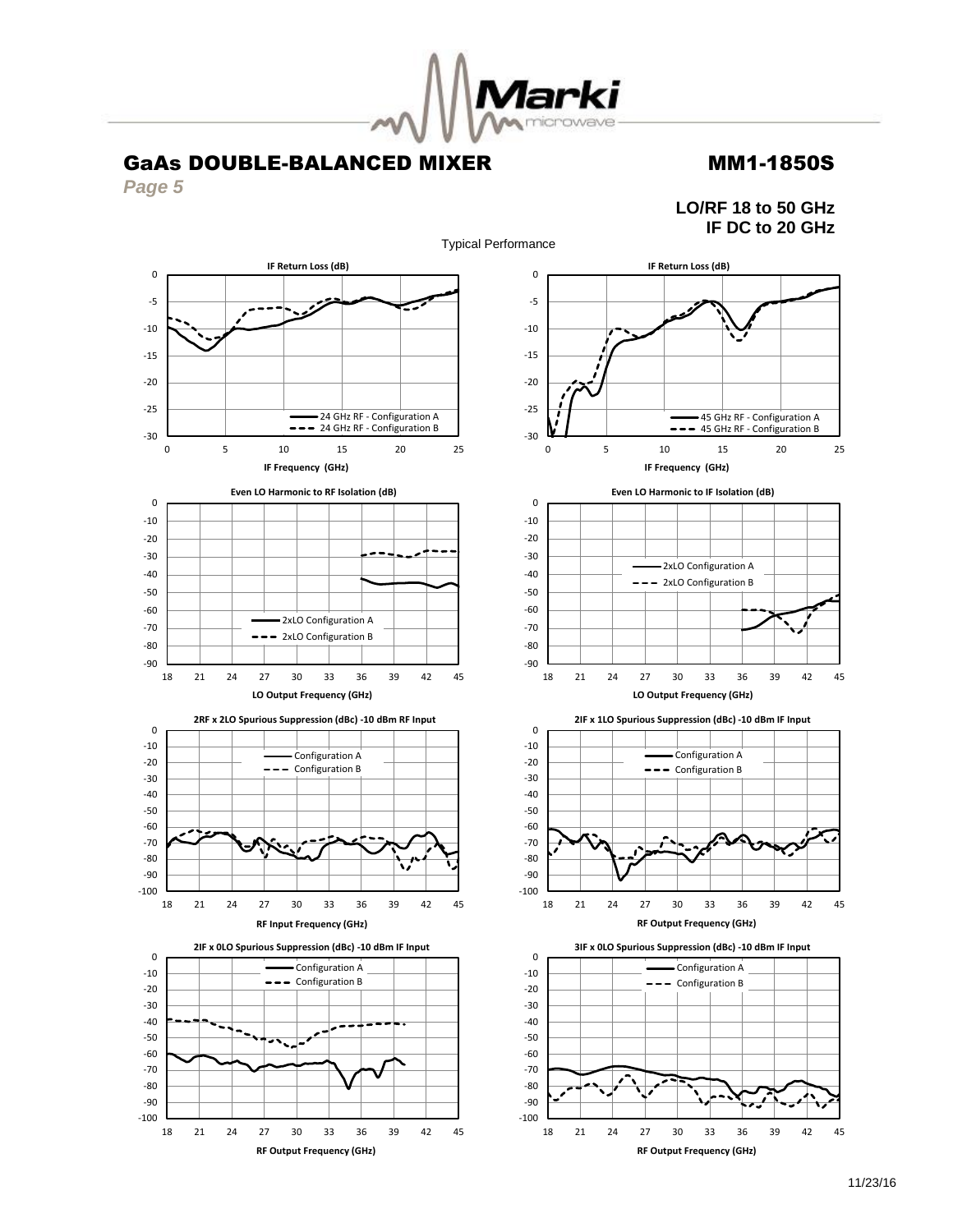# GaAs DOUBLE-BALANCED MIXER

## MM1-1850S

**LO/RF 18 to 50 GHz**
**IF DC to 20 GHz**

Typical Performance

**IF Return Loss (dB)** — 24 GHz RF - Configuration A; 24 GHz RF - Configuration B. X-axis: IF Frequency (GHz)

**IF Return Loss (dB)** — 45 GHz RF - Configuration A; 45 GHz RF - Configuration B. X-axis: IF Frequency (GHz)

**Even LO Harmonic to RF Isolation (dB)** — 2xLO Configuration A; 2xLO Configuration B. X-axis: LO Output Frequency (GHz)

**Even LO Harmonic to IF Isolation (dB)** — 2xLO Configuration A; 2xLO Configuration B. X-axis: LO Output Frequency (GHz)

**2RF x 2LO Spurious Suppression (dBc) -10 dBm RF Input** — Configuration A; Configuration B. X-axis: RF Input Frequency (GHz)

**2IF x 1LO Spurious Suppression (dBc) -10 dBm IF Input** — Configuration A; Configuration B. X-axis: RF Output Frequency (GHz)

**2IF x 0LO Spurious Suppression (dBc) -10 dBm IF Input** — Configuration A; Configuration B. X-axis: RF Output Frequency (GHz)

**3IF x 0LO Spurious Suppression (dBc) -10 dBm IF Input** — Configuration A; Configuration B. X-axis: RF Output Frequency (GHz)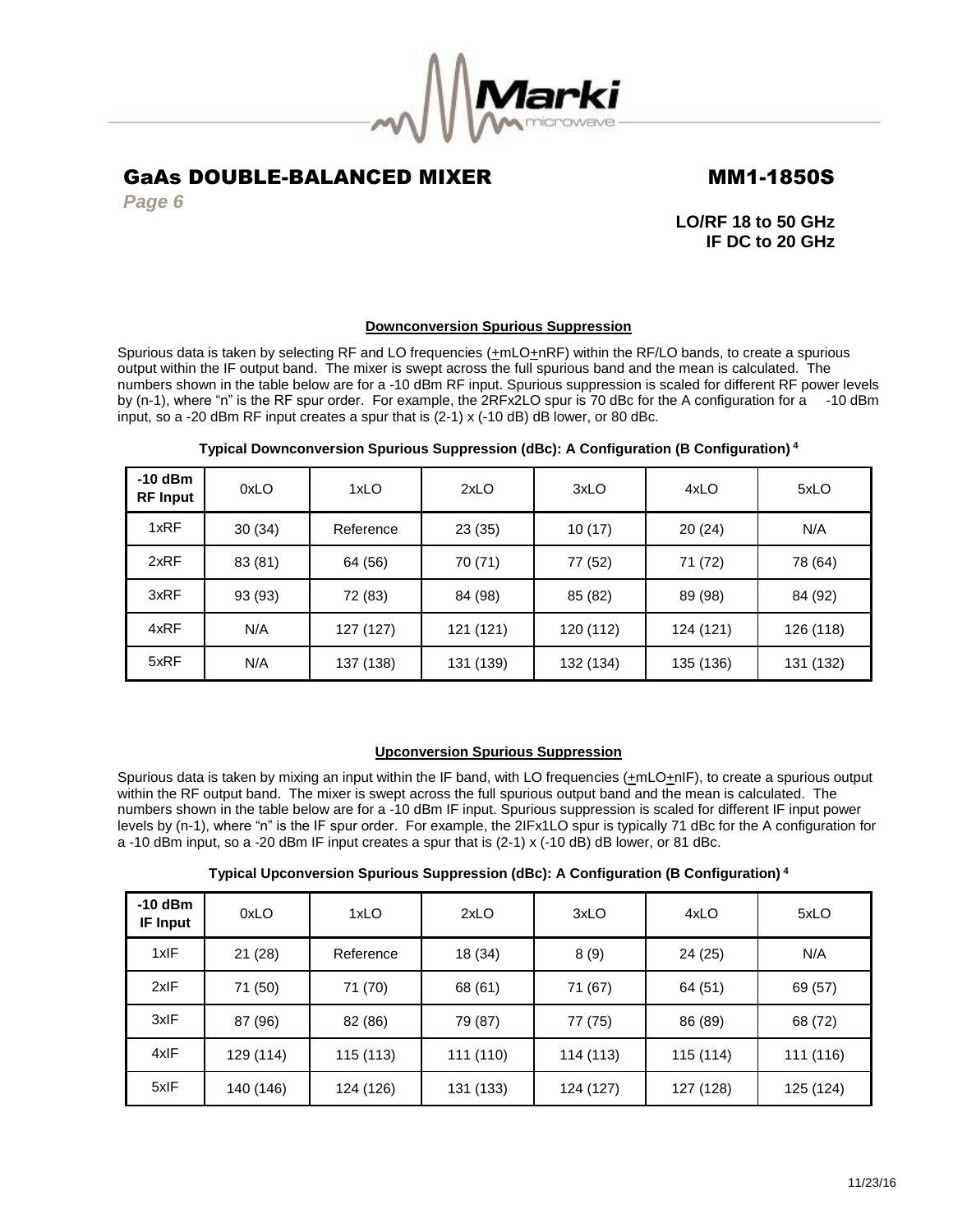## Downconversion Spurious Suppression

Spurious data is taken by selecting RF and LO frequencies (±mLO±nRF) within the RF/LO bands, to create a spurious output within the IF output band. The mixer is swept across the full spurious band and the mean is calculated. The numbers shown in the table below are for a -10 dBm RF input. Spurious suppression is scaled for different RF power levels by (n-1), where "n" is the RF spur order. For example, the 2RFx2LO spur is 70 dBc for the A configuration for a -10 dBm input, so a -20 dBm RF input creates a spur that is (2-1) x (-10 dB) dB lower, or 80 dBc.

**Typical Downconversion Spurious Suppression (dBc): A Configuration (B Configuration) [4]**

| -10 dBm RF Input | 0xLO | 1xLO | 2xLO | 3xLO | 4xLO | 5xLO |
|---|---|---|---|---|---|---|
| 1xRF | 30 (34) | Reference | 23 (35) | 10 (17) | 20 (24) | N/A |
| 2xRF | 83 (81) | 64 (56) | 70 (71) | 77 (52) | 71 (72) | 78 (64) |
| 3xRF | 93 (93) | 72 (83) | 84 (98) | 85 (82) | 89 (98) | 84 (92) |
| 4xRF | N/A | 127 (127) | 121 (121) | 120 (112) | 124 (121) | 126 (118) |
| 5xRF | N/A | 137 (138) | 131 (139) | 132 (134) | 135 (136) | 131 (132) |

## Upconversion Spurious Suppression

Spurious data is taken by mixing an input within the IF band, with LO frequencies (±mLO±nIF), to create a spurious output within the RF output band. The mixer is swept across the full spurious output band and the mean is calculated. The numbers shown in the table below are for a -10 dBm IF input. Spurious suppression is scaled for different IF input power levels by (n-1), where "n" is the IF spur order. For example, the 2IFx1LO spur is typically 71 dBc for the A configuration for a -10 dBm input, so a -20 dBm IF input creates a spur that is (2-1) x (-10 dB) dB lower, or 81 dBc.

**Typical Upconversion Spurious Suppression (dBc): A Configuration (B Configuration) [4]**

| -10 dBm IF Input | 0xLO | 1xLO | 2xLO | 3xLO | 4xLO | 5xLO |
|---|---|---|---|---|---|---|
| 1xIF | 21 (28) | Reference | 18 (34) | 8 (9) | 24 (25) | N/A |
| 2xIF | 71 (50) | 71 (70) | 68 (61) | 71 (67) | 64 (51) | 69 (57) |
| 3xIF | 87 (96) | 82 (86) | 79 (87) | 77 (75) | 86 (89) | 68 (72) |
| 4xIF | 129 (114) | 115 (113) | 111 (110) | 114 (113) | 115 (114) | 111 (116) |
| 5xIF | 140 (146) | 124 (126) | 131 (133) | 124 (127) | 127 (128) | 125 (124) |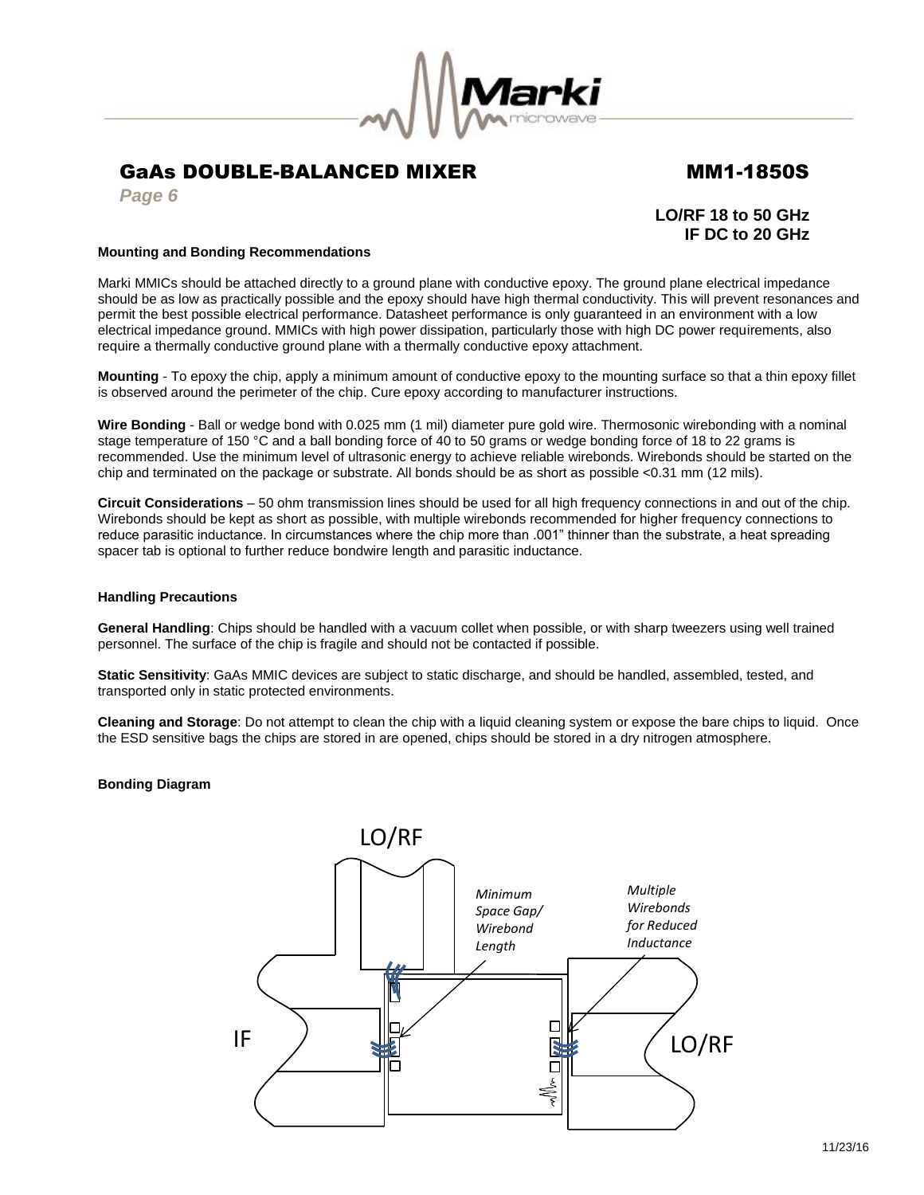# GaAs DOUBLE-BALANCED MIXER — MM1-1850S

**LO/RF 18 to 50 GHz**
**IF DC to 20 GHz**

### Mounting and Bonding Recommendations

Marki MMICs should be attached directly to a ground plane with conductive epoxy. The ground plane electrical impedance should be as low as practically possible and the epoxy should have high thermal conductivity. This will prevent resonances and permit the best possible electrical performance. Datasheet performance is only guaranteed in an environment with a low electrical impedance ground. MMICs with high power dissipation, particularly those with high DC power requirements, also require a thermally conductive ground plane with a thermally conductive epoxy attachment.

**Mounting** - To epoxy the chip, apply a minimum amount of conductive epoxy to the mounting surface so that a thin epoxy fillet is observed around the perimeter of the chip. Cure epoxy according to manufacturer instructions.

**Wire Bonding** - Ball or wedge bond with 0.025 mm (1 mil) diameter pure gold wire. Thermosonic wirebonding with a nominal stage temperature of 150 °C and a ball bonding force of 40 to 50 grams or wedge bonding force of 18 to 22 grams is recommended. Use the minimum level of ultrasonic energy to achieve reliable wirebonds. Wirebonds should be started on the chip and terminated on the package or substrate. All bonds should be as short as possible <0.31 mm (12 mils).

**Circuit Considerations** – 50 ohm transmission lines should be used for all high frequency connections in and out of the chip. Wirebonds should be kept as short as possible, with multiple wirebonds recommended for higher frequency connections to reduce parasitic inductance. In circumstances where the chip more than .001" thinner than the substrate, a heat spreading spacer tab is optional to further reduce bondwire length and parasitic inductance.

### Handling Precautions

**General Handling**: Chips should be handled with a vacuum collet when possible, or with sharp tweezers using well trained personnel. The surface of the chip is fragile and should not be contacted if possible.

**Static Sensitivity**: GaAs MMIC devices are subject to static discharge, and should be handled, assembled, tested, and transported only in static protected environments.

**Cleaning and Storage**: Do not attempt to clean the chip with a liquid cleaning system or expose the bare chips to liquid. Once the ESD sensitive bags the chips are stored in are opened, chips should be stored in a dry nitrogen atmosphere.

### Bonding Diagram

LO/RF

*Minimum Space Gap/ Wirebond Length*

*Multiple Wirebonds for Reduced Inductance*

IF

LO/RF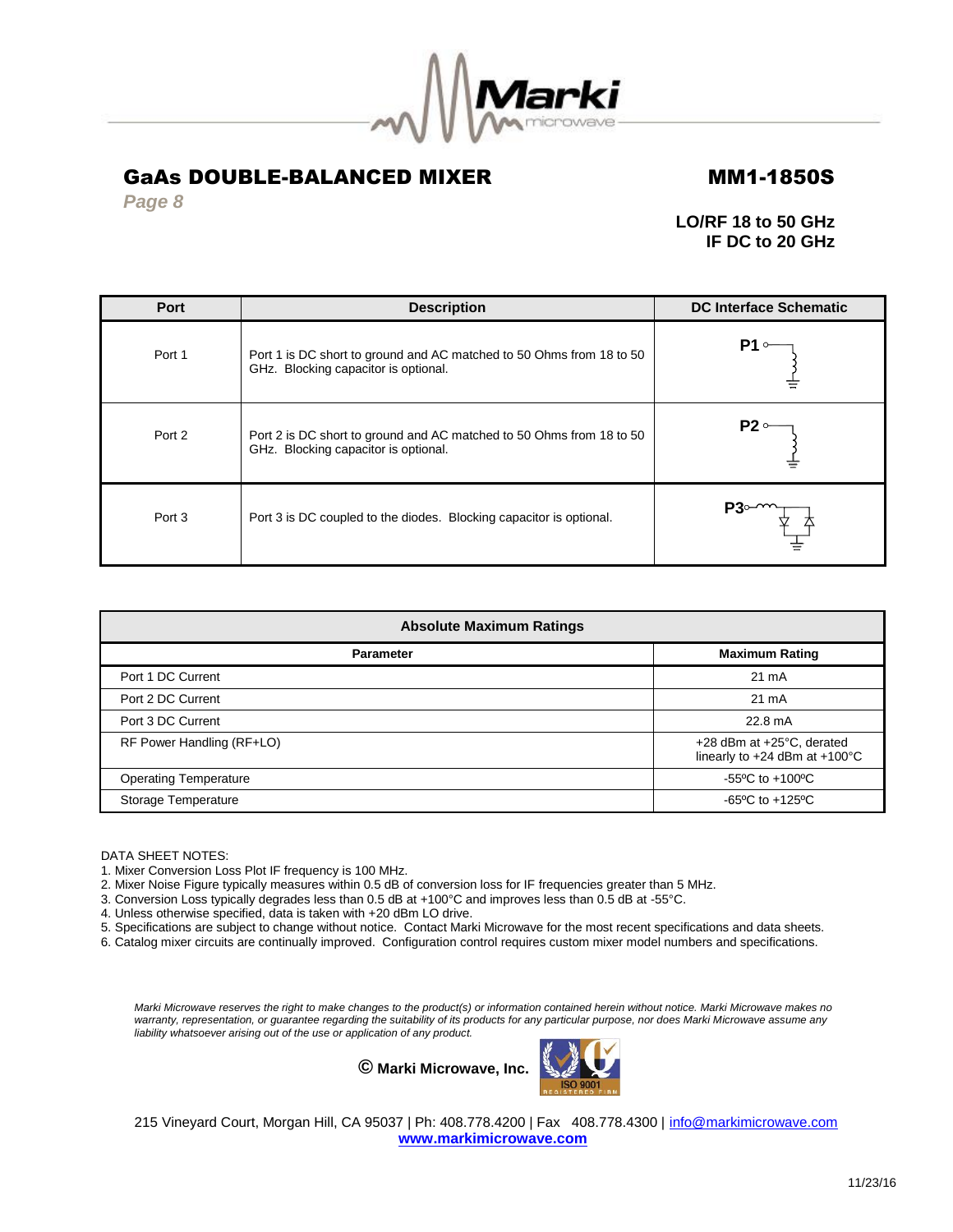## GaAs DOUBLE-BALANCED MIXER

## MM1-1850S

**LO/RF 18 to 50 GHz**
**IF DC to 20 GHz**

| Port | Description | DC Interface Schematic |
| --- | --- | --- |
| Port 1 | Port 1 is DC short to ground and AC matched to 50 Ohms from 18 to 50 GHz. Blocking capacitor is optional. | P1 |
| Port 2 | Port 2 is DC short to ground and AC matched to 50 Ohms from 18 to 50 GHz. Blocking capacitor is optional. | P2 |
| Port 3 | Port 3 is DC coupled to the diodes. Blocking capacitor is optional. | P3 |

**Absolute Maximum Ratings**

| Parameter | Maximum Rating |
| --- | --- |
| Port 1 DC Current | 21 mA |
| Port 2 DC Current | 21 mA |
| Port 3 DC Current | 22.8 mA |
| RF Power Handling (RF+LO) | +28 dBm at +25°C, derated linearly to +24 dBm at +100°C |
| Operating Temperature | -55ºC to +100ºC |
| Storage Temperature | -65ºC to +125ºC |

DATA SHEET NOTES:

1. Mixer Conversion Loss Plot IF frequency is 100 MHz.
2. Mixer Noise Figure typically measures within 0.5 dB of conversion loss for IF frequencies greater than 5 MHz.
3. Conversion Loss typically degrades less than 0.5 dB at +100°C and improves less than 0.5 dB at -55°C.
4. Unless otherwise specified, data is taken with +20 dBm LO drive.
5. Specifications are subject to change without notice. Contact Marki Microwave for the most recent specifications and data sheets.
6. Catalog mixer circuits are continually improved. Configuration control requires custom mixer model numbers and specifications.

*Marki Microwave reserves the right to make changes to the product(s) or information contained herein without notice. Marki Microwave makes no warranty, representation, or guarantee regarding the suitability of its products for any particular purpose, nor does Marki Microwave assume any liability whatsoever arising out of the use or application of any product.*

**© Marki Microwave, Inc.**

215 Vineyard Court, Morgan Hill, CA 95037 | Ph: 408.778.4200 | Fax 408.778.4300 | info@markimicrowave.com
**www.markimicrowave.com**

11/23/16